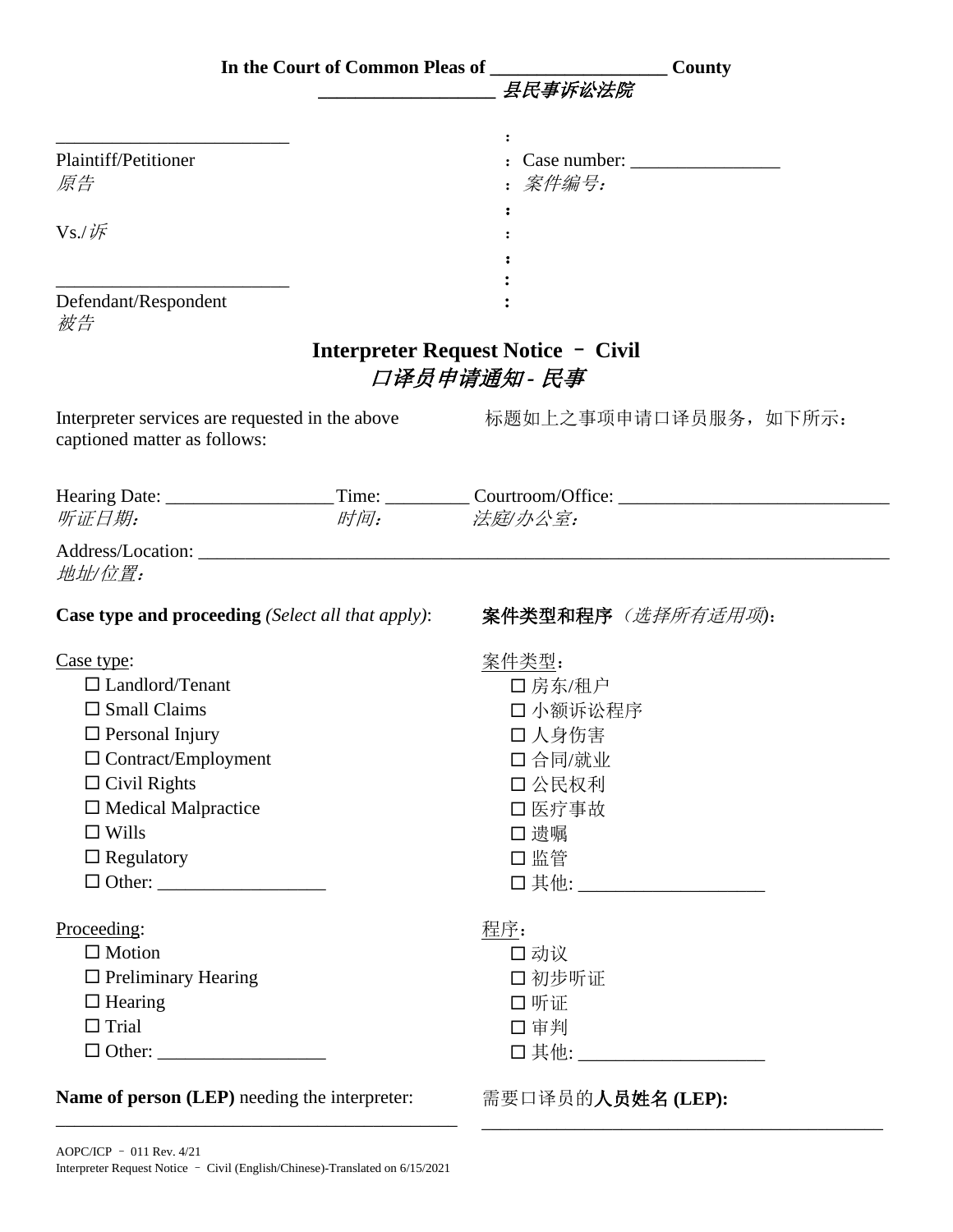**In the Court of Common Pleas of \_\_\_\_\_\_\_\_\_\_\_\_\_\_\_\_\_\_\_ County**
**\_\_\_\_\_\_\_\_\_\_\_\_\_\_\_\_\_\_\_ *县民事诉讼法院***

\_\_\_\_\_\_\_\_\_\_\_\_\_\_\_\_\_\_\_\_\_\_\_\_\_\_ :
Plaintiff/Petitioner : Case number: \_\_\_\_\_\_\_\_\_\_\_\_\_\_\_\_
*原告* : *案件编号：*
:
Vs./*诉* :
:
\_\_\_\_\_\_\_\_\_\_\_\_\_\_\_\_\_\_\_\_\_\_\_\_\_\_ :
Defendant/Respondent :
*被告*

# Interpreter Request Notice – Civil
# *口译员申请通知 - 民事*

Interpreter services are requested in the above captioned matter as follows:

标题如上之事项申请口译员服务，如下所示：

Hearing Date: \_\_\_\_\_\_\_\_\_\_\_\_\_\_\_\_\_\_ Time: \_\_\_\_\_\_\_\_\_ Courtroom/Office: \_\_\_\_\_\_\_\_\_\_\_\_\_\_\_\_\_\_\_\_\_\_\_\_\_\_\_\_\_\_
*听证日期：* *时间：* *法庭/办公室：*

Address/Location: \_\_\_\_\_\_\_\_\_\_\_\_\_\_\_\_\_\_\_\_\_\_\_\_\_\_\_\_\_\_\_\_\_\_\_\_\_\_\_\_\_\_\_\_\_\_\_\_\_\_\_\_\_\_\_\_\_\_\_\_\_\_\_\_\_\_\_\_\_\_\_\_\_\_\_\_
*地址/位置：*

**Case type and proceeding** *(Select all that apply)*:

**案件类型和程序** *（选择所有适用项）*：

Case type:
- ☐ Landlord/Tenant
- ☐ Small Claims
- ☐ Personal Injury
- ☐ Contract/Employment
- ☐ Civil Rights
- ☐ Medical Malpractice
- ☐ Wills
- ☐ Regulatory
- ☐ Other: \_\_\_\_\_\_\_\_\_\_\_\_\_\_\_\_\_\_

案件类型：
- ☐ 房东/租户
- ☐ 小额诉讼程序
- ☐ 人身伤害
- ☐ 合同/就业
- ☐ 公民权利
- ☐ 医疗事故
- ☐ 遗嘱
- ☐ 监管
- ☐ 其他: \_\_\_\_\_\_\_\_\_\_\_\_\_\_\_\_\_\_\_\_

Proceeding:
- ☐ Motion
- ☐ Preliminary Hearing
- ☐ Hearing
- ☐ Trial
- ☐ Other: \_\_\_\_\_\_\_\_\_\_\_\_\_\_\_\_\_\_

程序：
- ☐ 动议
- ☐ 初步听证
- ☐ 听证
- ☐ 审判
- ☐ 其他: \_\_\_\_\_\_\_\_\_\_\_\_\_\_\_\_\_\_\_\_

**Name of person (LEP)** needing the interpreter:
\_\_\_\_\_\_\_\_\_\_\_\_\_\_\_\_\_\_\_\_\_\_\_\_\_\_\_\_\_\_\_\_\_\_\_\_\_\_\_\_\_\_\_\_\_\_

需要口译员的**人员姓名 (LEP):**
\_\_\_\_\_\_\_\_\_\_\_\_\_\_\_\_\_\_\_\_\_\_\_\_\_\_\_\_\_\_\_\_\_\_\_\_\_\_\_\_\_\_\_\_\_\_

AOPC/ICP – 011 Rev. 4/21
Interpreter Request Notice – Civil (English/Chinese)-Translated on 6/15/2021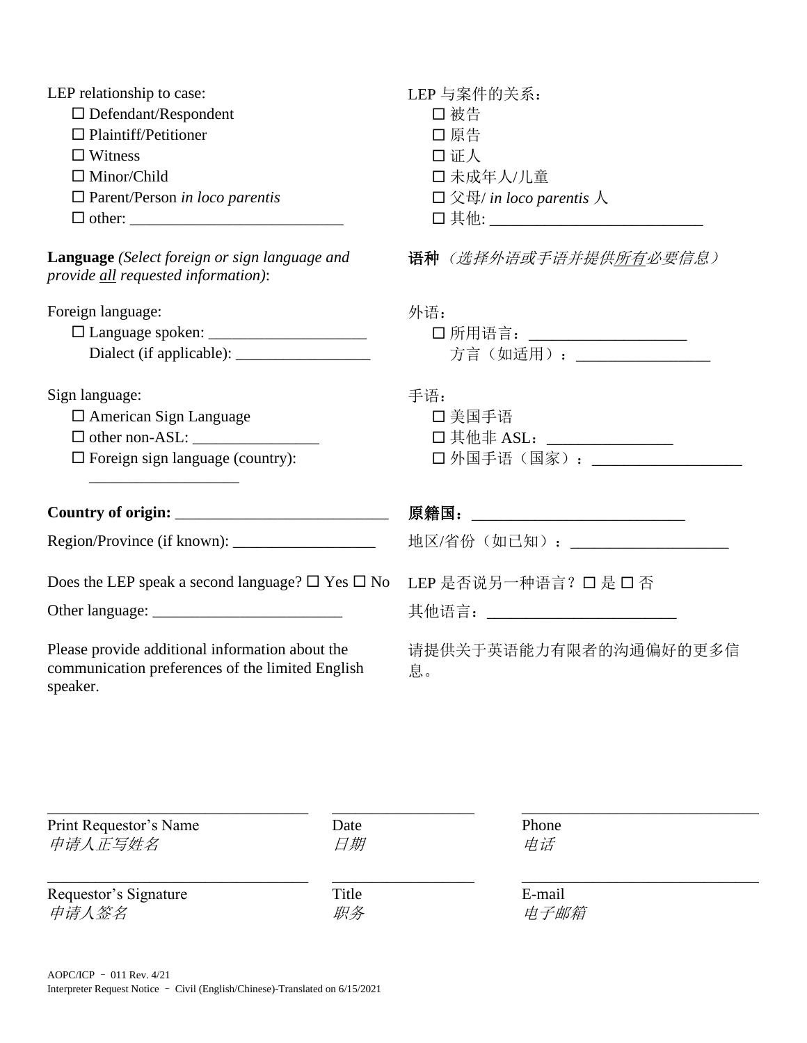LEP relationship to case:

☐ Defendant/Respondent
☐ Plaintiff/Petitioner
☐ Witness
☐ Minor/Child
☐ Parent/Person *in loco parentis*
☐ other: ___________________________

LEP 与案件的关系：

☐ 被告
☐ 原告
☐ 证人
☐ 未成年人/儿童
☐ 父母/ *in loco parentis* 人
☐ 其他: ___________________________

**Language** *(Select foreign or sign language and provide all requested information)*:

**语种** *（选择外语或手语并提供所有必要信息）*

Foreign language:

☐ Language spoken: ____________________
Dialect (if applicable): _________________

外语：

☐ 所用语言：____________________
方言（如适用）：_________________

Sign language:

☐ American Sign Language
☐ other non-ASL: ________________
☐ Foreign sign language (country): ___________________

手语：

☐ 美国手语
☐ 其他非 ASL：________________
☐ 外国手语（国家）：___________________

**Country of origin:** ___________________________

**原籍国：** __________________________

Region/Province (if known): __________________

地区/省份（如已知）：____________________

Does the LEP speak a second language? ☐ Yes ☐ No

LEP 是否说另一种语言？☐ 是 ☐ 否

Other language: ________________________

其他语言：________________________

Please provide additional information about the communication preferences of the limited English speaker.

请提供关于英语能力有限者的沟通偏好的更多信息。

| | | |
|---|---|---|
| ________________________________ | __________________ | ______________________________ |
| Print Requestor's Name *申请人正写姓名* | Date *日期* | Phone *电话* |
| ________________________________ | __________________ | ______________________________ |
| Requestor's Signature *申请人签名* | Title *职务* | E-mail *电子邮箱* |

AOPC/ICP – 011 Rev. 4/21
Interpreter Request Notice – Civil (English/Chinese)-Translated on 6/15/2021